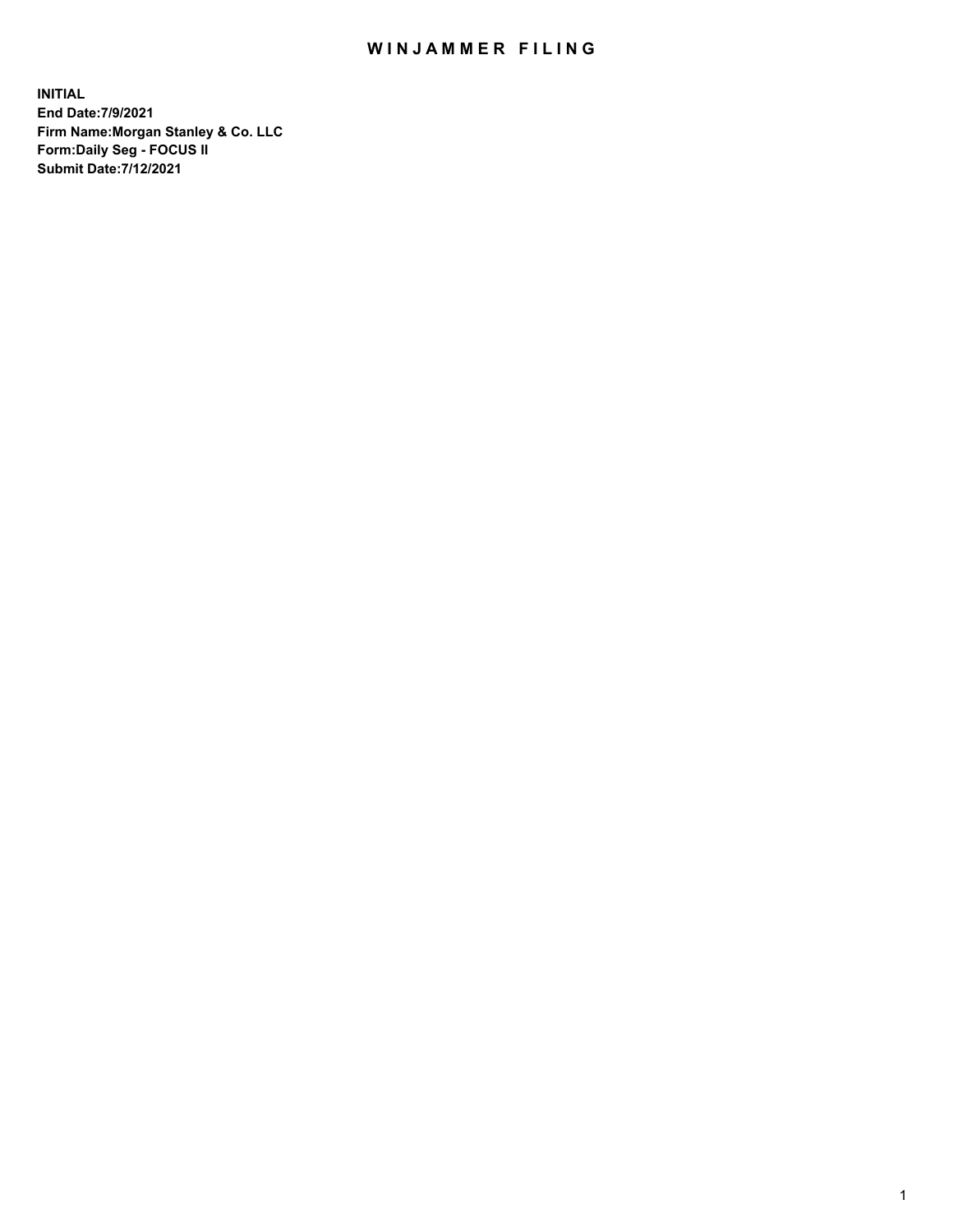# WINJAMMER FILING

**INITIAL**
**End Date:7/9/2021**
**Firm Name:Morgan Stanley & Co. LLC**
**Form:Daily Seg - FOCUS II**
**Submit Date:7/12/2021**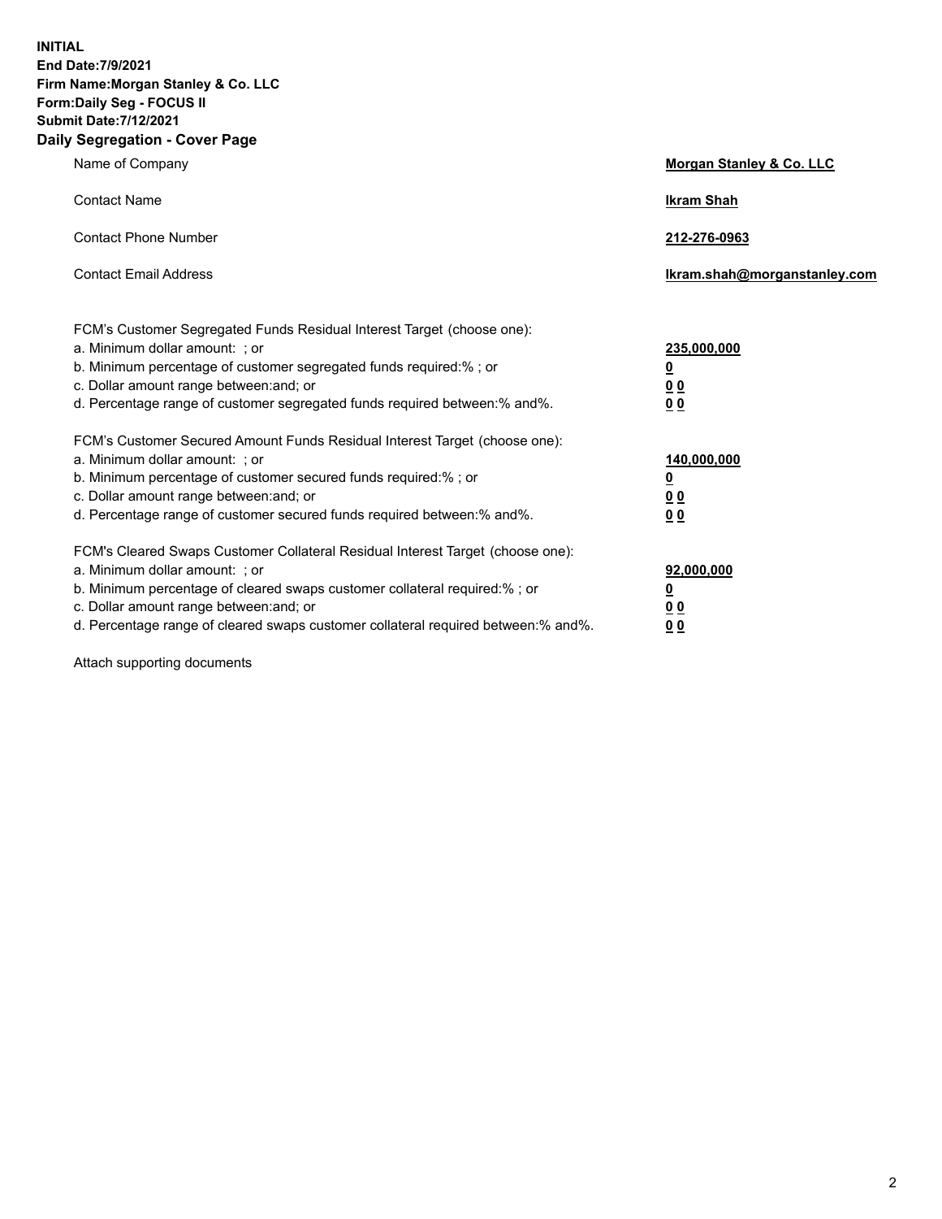**INITIAL**
**End Date:7/9/2021**
**Firm Name:Morgan Stanley & Co. LLC**
**Form:Daily Seg - FOCUS II**
**Submit Date:7/12/2021**

## Daily Segregation - Cover Page

| | |
|---|---|
| Name of Company | **Morgan Stanley & Co. LLC** |
| Contact Name | **Ikram Shah** |
| Contact Phone Number | **212-276-0963** |
| Contact Email Address | **Ikram.shah@morganstanley.com** |

| | |
|---|---|
| FCM's Customer Segregated Funds Residual Interest Target (choose one): | |
| a. Minimum dollar amount: ; or | **235,000,000** |
| b. Minimum percentage of customer segregated funds required:% ; or | **0** |
| c. Dollar amount range between:and; or | **0 0** |
| d. Percentage range of customer segregated funds required between:% and%. | **0 0** |
| FCM's Customer Secured Amount Funds Residual Interest Target (choose one): | |
| a. Minimum dollar amount: ; or | **140,000,000** |
| b. Minimum percentage of customer secured funds required:% ; or | **0** |
| c. Dollar amount range between:and; or | **0 0** |
| d. Percentage range of customer secured funds required between:% and%. | **0 0** |
| FCM's Cleared Swaps Customer Collateral Residual Interest Target (choose one): | |
| a. Minimum dollar amount: ; or | **92,000,000** |
| b. Minimum percentage of cleared swaps customer collateral required:% ; or | **0** |
| c. Dollar amount range between:and; or | **0 0** |
| d. Percentage range of cleared swaps customer collateral required between:% and%. | **0 0** |

Attach supporting documents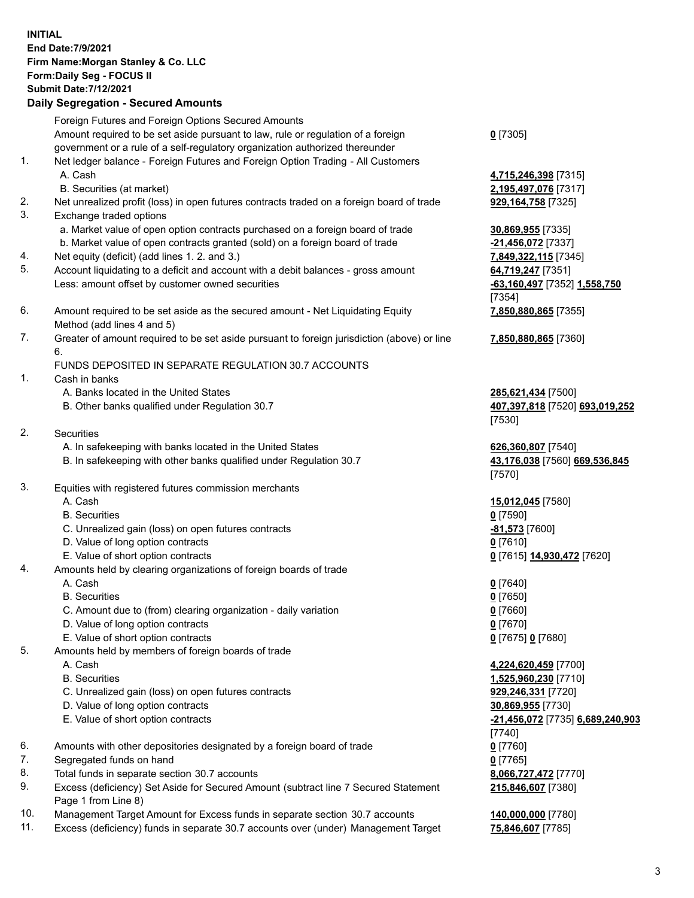**INITIAL**
**End Date:7/9/2021**
**Firm Name:Morgan Stanley & Co. LLC**
**Form:Daily Seg - FOCUS II**
**Submit Date:7/12/2021**

**Daily Segregation - Secured Amounts**

| | | |
|---|---|---|
| | Foreign Futures and Foreign Options Secured Amounts | |
| | Amount required to be set aside pursuant to law, rule or regulation of a foreign government or a rule of a self-regulatory organization authorized thereunder | **0** [7305] |
| 1. | Net ledger balance - Foreign Futures and Foreign Option Trading - All Customers | |
| | A. Cash | **4,715,246,398** [7315] |
| | B. Securities (at market) | **2,195,497,076** [7317] |
| 2. | Net unrealized profit (loss) in open futures contracts traded on a foreign board of trade | **929,164,758** [7325] |
| 3. | Exchange traded options | |
| | a. Market value of open option contracts purchased on a foreign board of trade | **30,869,955** [7335] |
| | b. Market value of open contracts granted (sold) on a foreign board of trade | **-21,456,072** [7337] |
| 4. | Net equity (deficit) (add lines 1. 2. and 3.) | **7,849,322,115** [7345] |
| 5. | Account liquidating to a deficit and account with a debit balances - gross amount | **64,719,247** [7351] |
| | Less: amount offset by customer owned securities | **-63,160,497** [7352] **1,558,750** [7354] |
| 6. | Amount required to be set aside as the secured amount - Net Liquidating Equity Method (add lines 4 and 5) | **7,850,880,865** [7355] |
| 7. | Greater of amount required to be set aside pursuant to foreign jurisdiction (above) or line 6. | **7,850,880,865** [7360] |
| | FUNDS DEPOSITED IN SEPARATE REGULATION 30.7 ACCOUNTS | |
| 1. | Cash in banks | |
| | A. Banks located in the United States | **285,621,434** [7500] |
| | B. Other banks qualified under Regulation 30.7 | **407,397,818** [7520] **693,019,252** [7530] |
| 2. | Securities | |
| | A. In safekeeping with banks located in the United States | **626,360,807** [7540] |
| | B. In safekeeping with other banks qualified under Regulation 30.7 | **43,176,038** [7560] **669,536,845** [7570] |
| 3. | Equities with registered futures commission merchants | |
| | A. Cash | **15,012,045** [7580] |
| | B. Securities | **0** [7590] |
| | C. Unrealized gain (loss) on open futures contracts | **-81,573** [7600] |
| | D. Value of long option contracts | **0** [7610] |
| | E. Value of short option contracts | **0** [7615] **14,930,472** [7620] |
| 4. | Amounts held by clearing organizations of foreign boards of trade | |
| | A. Cash | **0** [7640] |
| | B. Securities | **0** [7650] |
| | C. Amount due to (from) clearing organization - daily variation | **0** [7660] |
| | D. Value of long option contracts | **0** [7670] |
| | E. Value of short option contracts | **0** [7675] **0** [7680] |
| 5. | Amounts held by members of foreign boards of trade | |
| | A. Cash | **4,224,620,459** [7700] |
| | B. Securities | **1,525,960,230** [7710] |
| | C. Unrealized gain (loss) on open futures contracts | **929,246,331** [7720] |
| | D. Value of long option contracts | **30,869,955** [7730] |
| | E. Value of short option contracts | **-21,456,072** [7735] **6,689,240,903** [7740] |
| 6. | Amounts with other depositories designated by a foreign board of trade | **0** [7760] |
| 7. | Segregated funds on hand | **0** [7765] |
| 8. | Total funds in separate section 30.7 accounts | **8,066,727,472** [7770] |
| 9. | Excess (deficiency) Set Aside for Secured Amount (subtract line 7 Secured Statement Page 1 from Line 8) | **215,846,607** [7380] |
| 10. | Management Target Amount for Excess funds in separate section 30.7 accounts | **140,000,000** [7780] |
| 11. | Excess (deficiency) funds in separate 30.7 accounts over (under) Management Target | **75,846,607** [7785] |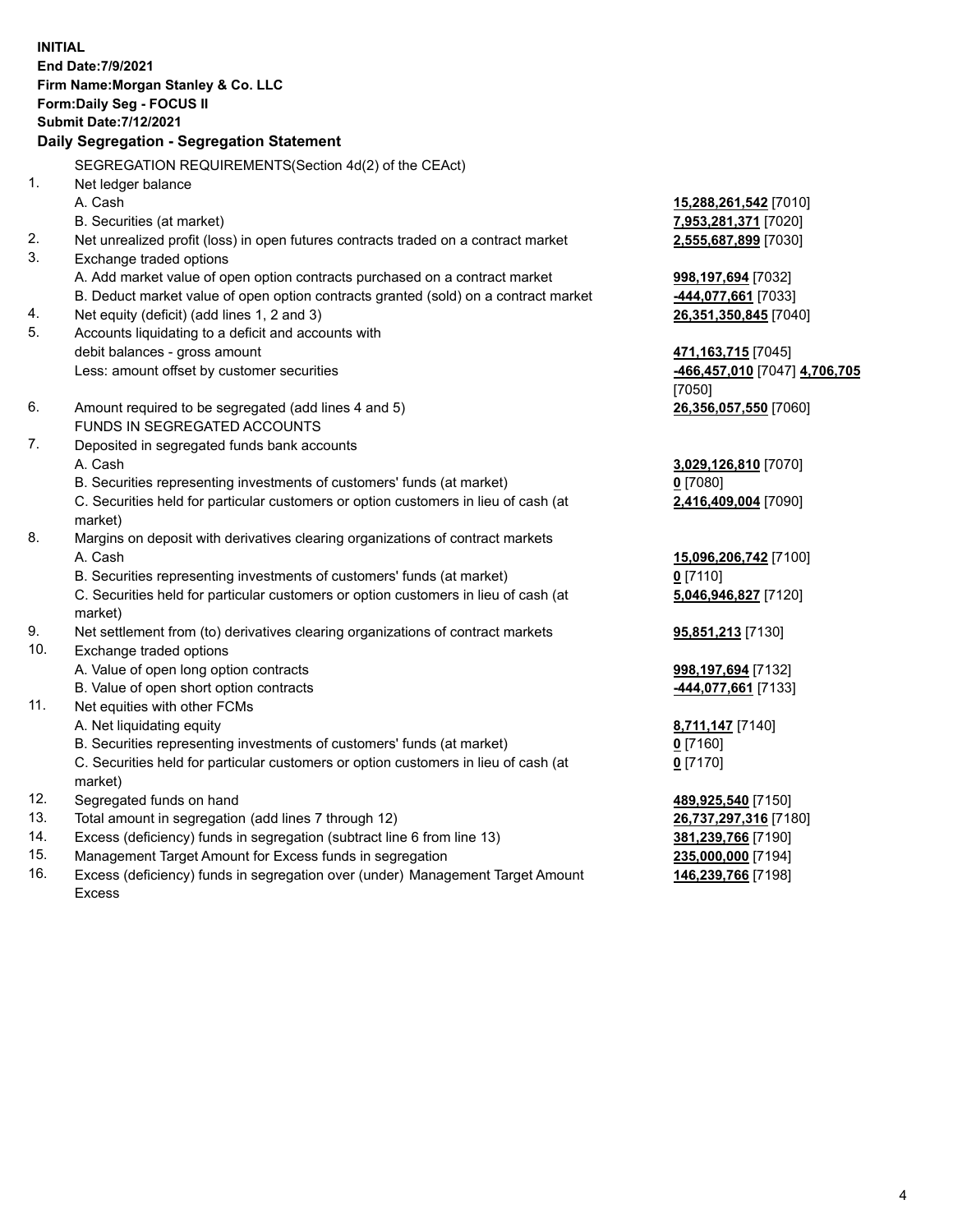**INITIAL**
**End Date:7/9/2021**
**Firm Name:Morgan Stanley & Co. LLC**
**Form:Daily Seg - FOCUS II**
**Submit Date:7/12/2021**

## Daily Segregation - Segregation Statement

SEGREGATION REQUIREMENTS(Section 4d(2) of the CEAct)

| | | |
|---|---|---|
| 1. | Net ledger balance | |
| | A. Cash | **15,288,261,542** [7010] |
| | B. Securities (at market) | **7,953,281,371** [7020] |
| 2. | Net unrealized profit (loss) in open futures contracts traded on a contract market | **2,555,687,899** [7030] |
| 3. | Exchange traded options | |
| | A. Add market value of open option contracts purchased on a contract market | **998,197,694** [7032] |
| | B. Deduct market value of open option contracts granted (sold) on a contract market | **-444,077,661** [7033] |
| 4. | Net equity (deficit) (add lines 1, 2 and 3) | **26,351,350,845** [7040] |
| 5. | Accounts liquidating to a deficit and accounts with debit balances - gross amount | **471,163,715** [7045] |
| | Less: amount offset by customer securities | **-466,457,010** [7047] **4,706,705** [7050] |
| 6. | Amount required to be segregated (add lines 4 and 5) | **26,356,057,550** [7060] |
| | FUNDS IN SEGREGATED ACCOUNTS | |
| 7. | Deposited in segregated funds bank accounts | |
| | A. Cash | **3,029,126,810** [7070] |
| | B. Securities representing investments of customers' funds (at market) | **0** [7080] |
| | C. Securities held for particular customers or option customers in lieu of cash (at market) | **2,416,409,004** [7090] |
| 8. | Margins on deposit with derivatives clearing organizations of contract markets | |
| | A. Cash | **15,096,206,742** [7100] |
| | B. Securities representing investments of customers' funds (at market) | **0** [7110] |
| | C. Securities held for particular customers or option customers in lieu of cash (at market) | **5,046,946,827** [7120] |
| 9. | Net settlement from (to) derivatives clearing organizations of contract markets | **95,851,213** [7130] |
| 10. | Exchange traded options | |
| | A. Value of open long option contracts | **998,197,694** [7132] |
| | B. Value of open short option contracts | **-444,077,661** [7133] |
| 11. | Net equities with other FCMs | |
| | A. Net liquidating equity | **8,711,147** [7140] |
| | B. Securities representing investments of customers' funds (at market) | **0** [7160] |
| | C. Securities held for particular customers or option customers in lieu of cash (at market) | **0** [7170] |
| 12. | Segregated funds on hand | **489,925,540** [7150] |
| 13. | Total amount in segregation (add lines 7 through 12) | **26,737,297,316** [7180] |
| 14. | Excess (deficiency) funds in segregation (subtract line 6 from line 13) | **381,239,766** [7190] |
| 15. | Management Target Amount for Excess funds in segregation | **235,000,000** [7194] |
| 16. | Excess (deficiency) funds in segregation over (under) Management Target Amount Excess | **146,239,766** [7198] |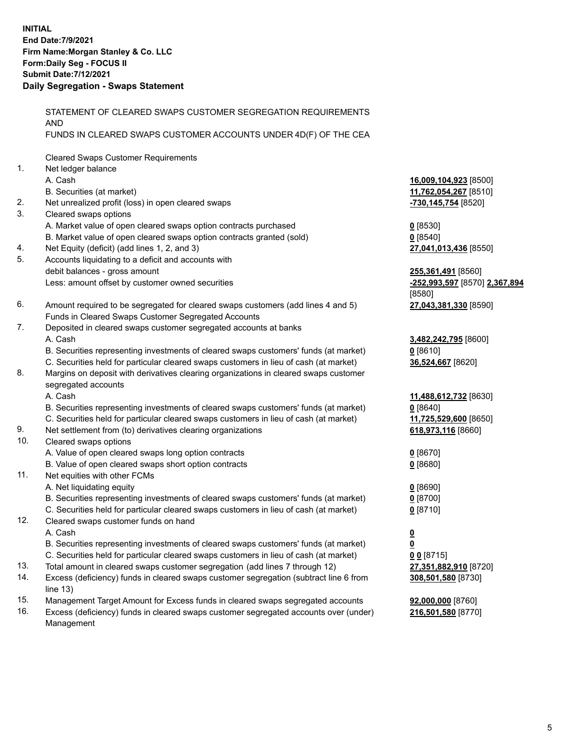**INITIAL**
**End Date:7/9/2021**
**Firm Name:Morgan Stanley & Co. LLC**
**Form:Daily Seg - FOCUS II**
**Submit Date:7/12/2021**
**Daily Segregation - Swaps Statement**

STATEMENT OF CLEARED SWAPS CUSTOMER SEGREGATION REQUIREMENTS AND
FUNDS IN CLEARED SWAPS CUSTOMER ACCOUNTS UNDER 4D(F) OF THE CEA

| | | |
|---|---|---|
| | Cleared Swaps Customer Requirements | |
| 1. | Net ledger balance | |
| | A. Cash | **16,009,104,923** [8500] |
| | B. Securities (at market) | **11,762,054,267** [8510] |
| 2. | Net unrealized profit (loss) in open cleared swaps | **-730,145,754** [8520] |
| 3. | Cleared swaps options | |
| | A. Market value of open cleared swaps option contracts purchased | **0** [8530] |
| | B. Market value of open cleared swaps option contracts granted (sold) | **0** [8540] |
| 4. | Net Equity (deficit) (add lines 1, 2, and 3) | **27,041,013,436** [8550] |
| 5. | Accounts liquidating to a deficit and accounts with debit balances - gross amount | **255,361,491** [8560] |
| | Less: amount offset by customer owned securities | **-252,993,597** [8570] **2,367,894** [8580] |
| 6. | Amount required to be segregated for cleared swaps customers (add lines 4 and 5) | **27,043,381,330** [8590] |
| | Funds in Cleared Swaps Customer Segregated Accounts | |
| 7. | Deposited in cleared swaps customer segregated accounts at banks | |
| | A. Cash | **3,482,242,795** [8600] |
| | B. Securities representing investments of cleared swaps customers' funds (at market) | **0** [8610] |
| | C. Securities held for particular cleared swaps customers in lieu of cash (at market) | **36,524,667** [8620] |
| 8. | Margins on deposit with derivatives clearing organizations in cleared swaps customer segregated accounts | |
| | A. Cash | **11,488,612,732** [8630] |
| | B. Securities representing investments of cleared swaps customers' funds (at market) | **0** [8640] |
| | C. Securities held for particular cleared swaps customers in lieu of cash (at market) | **11,725,529,600** [8650] |
| 9. | Net settlement from (to) derivatives clearing organizations | **618,973,116** [8660] |
| 10. | Cleared swaps options | |
| | A. Value of open cleared swaps long option contracts | **0** [8670] |
| | B. Value of open cleared swaps short option contracts | **0** [8680] |
| 11. | Net equities with other FCMs | |
| | A. Net liquidating equity | **0** [8690] |
| | B. Securities representing investments of cleared swaps customers' funds (at market) | **0** [8700] |
| | C. Securities held for particular cleared swaps customers in lieu of cash (at market) | **0** [8710] |
| 12. | Cleared swaps customer funds on hand | |
| | A. Cash | **0** |
| | B. Securities representing investments of cleared swaps customers' funds (at market) | **0** |
| | C. Securities held for particular cleared swaps customers in lieu of cash (at market) | **0** **0** [8715] |
| 13. | Total amount in cleared swaps customer segregation (add lines 7 through 12) | **27,351,882,910** [8720] |
| 14. | Excess (deficiency) funds in cleared swaps customer segregation (subtract line 6 from line 13) | **308,501,580** [8730] |
| 15. | Management Target Amount for Excess funds in cleared swaps segregated accounts | **92,000,000** [8760] |
| 16. | Excess (deficiency) funds in cleared swaps customer segregated accounts over (under) Management | **216,501,580** [8770] |